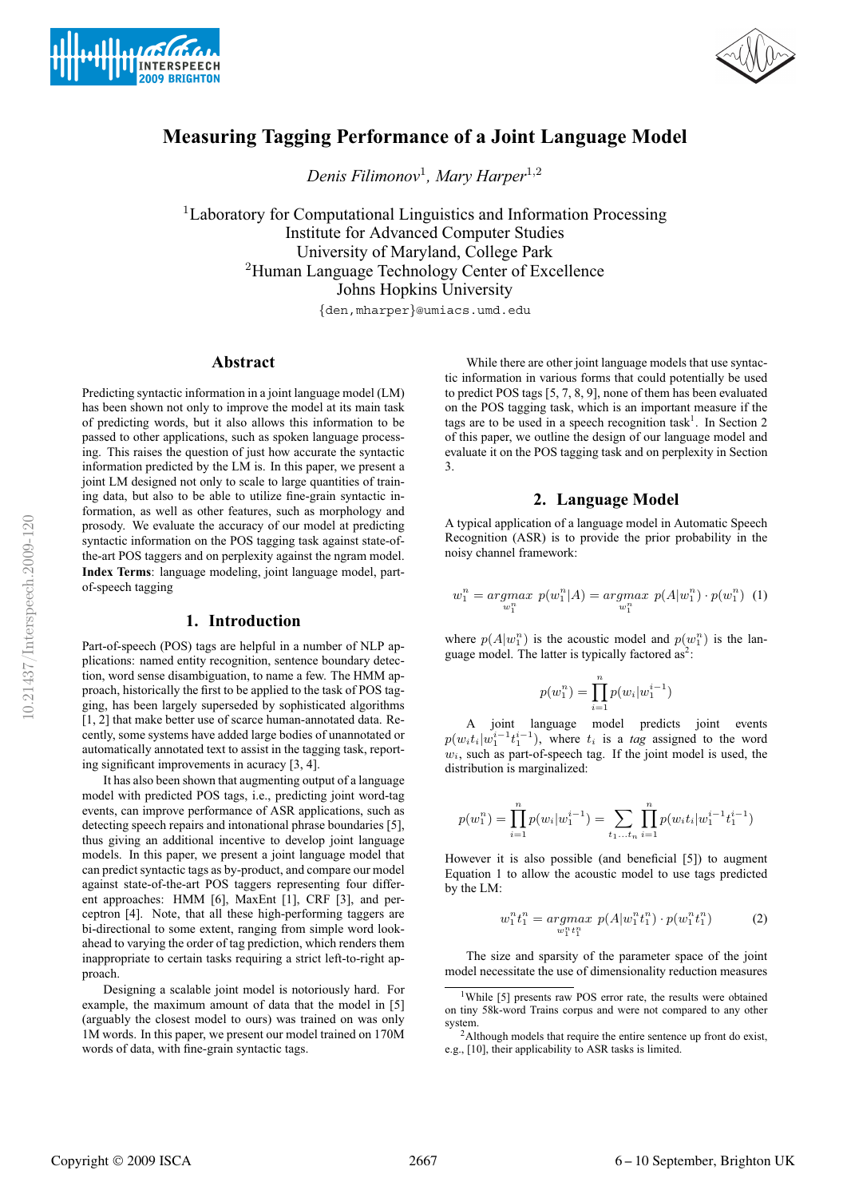# Measuring Tagging Performance of a Joint Language Model

*Denis Filimonov*[1], *Mary Harper*[1,2]

[1]Laboratory for Computational Linguistics and Information Processing
Institute for Advanced Computer Studies
University of Maryland, College Park
[2]Human Language Technology Center of Excellence
Johns Hopkins University

{den,mharper}@umiacs.umd.edu

## Abstract

Predicting syntactic information in a joint language model (LM) has been shown not only to improve the model at its main task of predicting words, but it also allows this information to be passed to other applications, such as spoken language processing. This raises the question of just how accurate the syntactic information predicted by the LM is. In this paper, we present a joint LM designed not only to scale to large quantities of training data, but also to be able to utilize fine-grain syntactic information, as well as other features, such as morphology and prosody. We evaluate the accuracy of our model at predicting syntactic information on the POS tagging task against state-of-the-art POS taggers and on perplexity against the ngram model.

**Index Terms**: language modeling, joint language model, part-of-speech tagging

## 1. Introduction

Part-of-speech (POS) tags are helpful in a number of NLP applications: named entity recognition, sentence boundary detection, word sense disambiguation, to name a few. The HMM approach, historically the first to be applied to the task of POS tagging, has been largely superseded by sophisticated algorithms [1, 2] that make better use of scarce human-annotated data. Recently, some systems have added large bodies of unannotated or automatically annotated text to assist in the tagging task, reporting significant improvements in accuracy [3, 4].

It has also been shown that augmenting output of a language model with predicted POS tags, i.e., predicting joint word-tag events, can improve performance of ASR applications, such as detecting speech repairs and intonational phrase boundaries [5], thus giving an additional incentive to develop joint language models. In this paper, we present a joint language model that can predict syntactic tags as by-product, and compare our model against state-of-the-art POS taggers representing four different approaches: HMM [6], MaxEnt [1], CRF [3], and perceptron [4]. Note, that all these high-performing taggers are bi-directional to some extent, ranging from simple word look-ahead to varying the order of tag prediction, which renders them inappropriate to certain tasks requiring a strict left-to-right approach.

Designing a scalable joint model is notoriously hard. For example, the maximum amount of data that the model in [5] (arguably the closest model to ours) was trained on was only 1M words. In this paper, we present our model trained on 170M words of data, with fine-grain syntactic tags.

While there are other joint language models that use syntactic information in various forms that could potentially be used to predict POS tags [5, 7, 8, 9], none of them has been evaluated on the POS tagging task, which is an important measure if the tags are to be used in a speech recognition task[1]. In Section 2 of this paper, we outline the design of our language model and evaluate it on the POS tagging task and on perplexity in Section 3.

## 2. Language Model

A typical application of a language model in Automatic Speech Recognition (ASR) is to provide the prior probability in the noisy channel framework:

$$w_1^n = \underset{w_1^n}{argmax}\ p(w_1^n|A) = \underset{w_1^n}{argmax}\ p(A|w_1^n) \cdot p(w_1^n) \quad (1)$$

where $p(A|w_1^n)$ is the acoustic model and $p(w_1^n)$ is the language model. The latter is typically factored as[2]:

$$p(w_1^n) = \prod_{i=1}^{n} p(w_i|w_1^{i-1})$$

A joint language model predicts joint events $p(w_i t_i|w_1^{i-1} t_1^{i-1})$, where $t_i$ is a *tag* assigned to the word $w_i$, such as part-of-speech tag. If the joint model is used, the distribution is marginalized:

$$p(w_1^n) = \prod_{i=1}^{n} p(w_i|w_1^{i-1}) = \sum_{t_1 \ldots t_n} \prod_{i=1}^{n} p(w_i t_i|w_1^{i-1} t_1^{i-1})$$

However it is also possible (and beneficial [5]) to augment Equation 1 to allow the acoustic model to use tags predicted by the LM:

$$w_1^n t_1^n = \underset{w_1^n t_1^n}{argmax}\ p(A|w_1^n t_1^n) \cdot p(w_1^n t_1^n) \quad (2)$$

The size and sparsity of the parameter space of the joint model necessitate the use of dimensionality reduction measures

---

[1]While [5] presents raw POS error rate, the results were obtained on tiny 58k-word Trains corpus and were not compared to any other system.

[2]Although models that require the entire sentence up front do exist, e.g., [10], their applicability to ASR tasks is limited.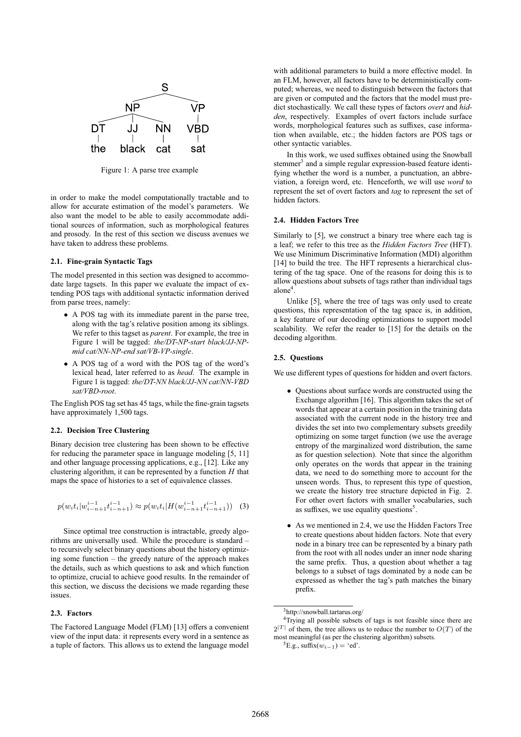Figure 1: A parse tree example

in order to make the model computationally tractable and to allow for accurate estimation of the model's parameters. We also want the model to be able to easily accommodate additional sources of information, such as morphological features and prosody. In the rest of this section we discuss avenues we have taken to address these problems.

### 2.1. Fine-grain Syntactic Tags

The model presented in this section was designed to accommodate large tagsets. In this paper we evaluate the impact of extending POS tags with additional syntactic information derived from parse trees, namely:

- A POS tag with its immediate parent in the parse tree, along with the tag's relative position among its siblings. We refer to this tagset as *parent*. For example, the tree in Figure 1 will be tagged: *the/DT-NP-start black/JJ-NP-mid cat/NN-NP-end sat/VB-VP-single*.
- A POS tag of a word with the POS tag of the word's lexical head, later referred to as *head*. The example in Figure 1 is tagged: *the/DT-NN black/JJ-NN cat/NN-VBD sat/VBD-root*.

The English POS tag set has 45 tags, while the fine-grain tagsets have approximately 1,500 tags.

### 2.2. Decision Tree Clustering

Binary decision tree clustering has been shown to be effective for reducing the parameter space in language modeling [5, 11] and other language processing applications, e.g., [12]. Like any clustering algorithm, it can be represented by a function $H$ that maps the space of histories to a set of equivalence classes.

$$p(w_i t_i | w_{i-n+1}^{i-1} t_{i-n+1}^{i-1}) \approx p(w_i t_i | H(w_{i-n+1}^{i-1} t_{i-n+1}^{i-1})) \quad (3)$$

Since optimal tree construction is intractable, greedy algorithms are universally used. While the procedure is standard – to recursively select binary questions about the history optimizing some function – the greedy nature of the approach makes the details, such as which questions to ask and which function to optimize, crucial to achieve good results. In the remainder of this section, we discuss the decisions we made regarding these issues.

### 2.3. Factors

The Factored Language Model (FLM) [13] offers a convenient view of the input data: it represents every word in a sentence as a tuple of factors. This allows us to extend the language model with additional parameters to build a more effective model. In an FLM, however, all factors have to be deterministically computed; whereas, we need to distinguish between the factors that are given or computed and the factors that the model must predict stochastically. We call these types of factors *overt* and *hidden*, respectively. Examples of overt factors include surface words, morphological features such as suffixes, case information when available, etc.; the hidden factors are POS tags or other syntactic variables.

In this work, we used suffixes obtained using the Snowball stemmer[3] and a simple regular expression-based feature identifying whether the word is a number, a punctuation, an abbreviation, a foreign word, etc. Henceforth, we will use *word* to represent the set of overt factors and *tag* to represent the set of hidden factors.

### 2.4. Hidden Factors Tree

Similarly to [5], we construct a binary tree where each tag is a leaf; we refer to this tree as the *Hidden Factors Tree* (HFT). We use Minimum Discriminative Information (MDI) algorithm [14] to build the tree. The HFT represents a hierarchical clustering of the tag space. One of the reasons for doing this is to allow questions about subsets of tags rather than individual tags alone[4].

Unlike [5], where the tree of tags was only used to create questions, this representation of the tag space is, in addition, a key feature of our decoding optimizations to support model scalability. We refer the reader to [15] for the details on the decoding algorithm.

### 2.5. Questions

We use different types of questions for hidden and overt factors.

- Questions about surface words are constructed using the Exchange algorithm [16]. This algorithm takes the set of words that appear at a certain position in the training data associated with the current node in the history tree and divides the set into two complementary subsets greedily optimizing on some target function (we use the average entropy of the marginalized word distribution, the same as for question selection). Note that since the algorithm only operates on the words that appear in the training data, we need to do something more to account for the unseen words. Thus, to represent this type of question, we create the history tree structure depicted in Fig. 2. For other overt factors with smaller vocabularies, such as suffixes, we use equality questions[5].
- As we mentioned in 2.4, we use the Hidden Factors Tree to create questions about hidden factors. Note that every node in a binary tree can be represented by a binary path from the root with all nodes under an inner node sharing the same prefix. Thus, a question about whether a tag belongs to a subset of tags dominated by a node can be expressed as whether the tag's path matches the binary prefix.

---

[3] http://snowball.tartarus.org/

[4] Trying all possible subsets of tags is not feasible since there are $2^{|T|}$ of them, the tree allows us to reduce the number to $O(T)$ of the most meaningful (as per the clustering algorithm) subsets.

[5] E.g., suffix$(w_{i-1})$ = 'ed'.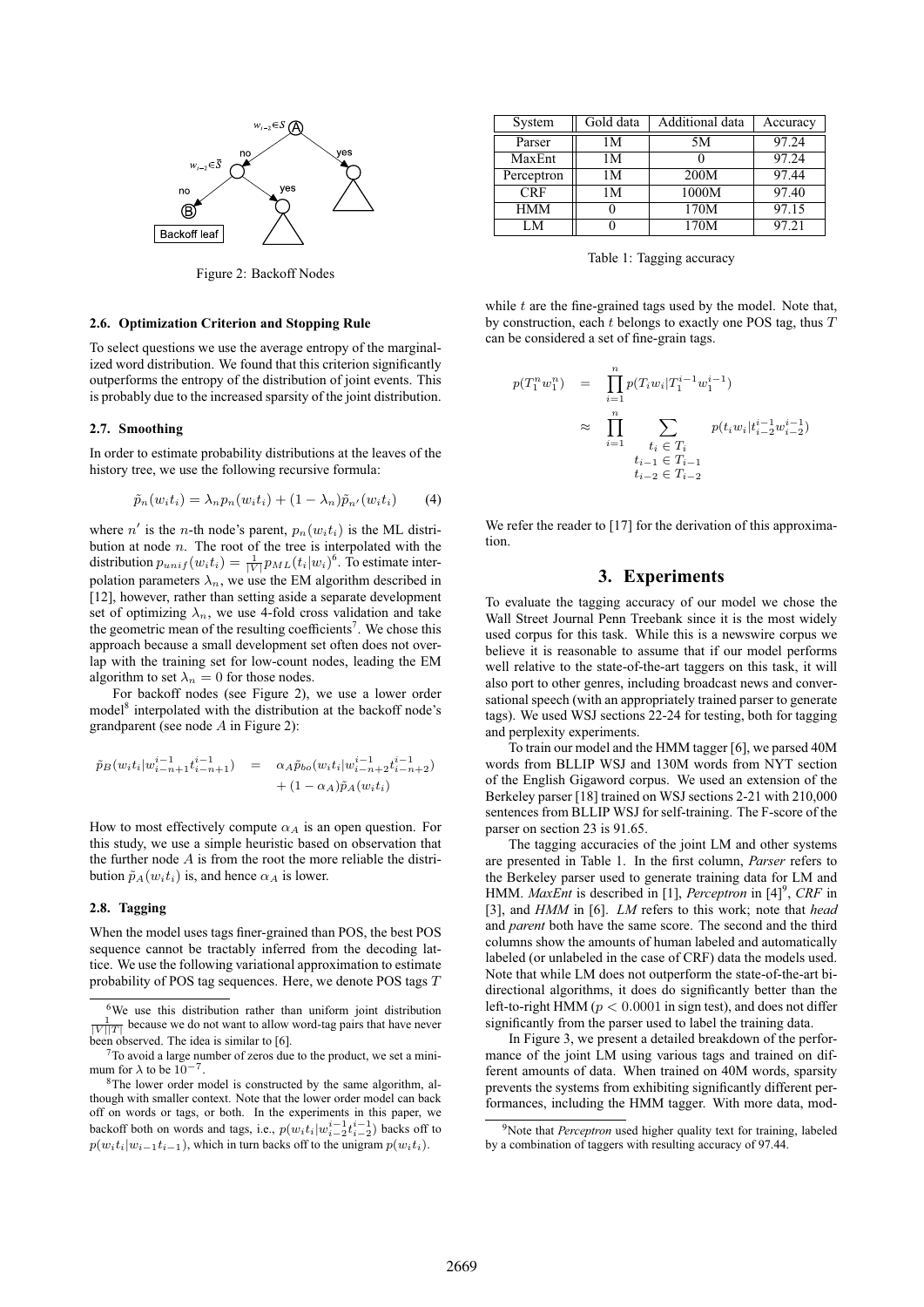Figure 2: Backoff Nodes

### 2.6. Optimization Criterion and Stopping Rule

To select questions we use the average entropy of the marginalized word distribution. We found that this criterion significantly outperforms the entropy of the distribution of joint events. This is probably due to the increased sparsity of the joint distribution.

### 2.7. Smoothing

In order to estimate probability distributions at the leaves of the history tree, we use the following recursive formula:

$$\tilde{p}_n(w_i t_i) = \lambda_n p_n(w_i t_i) + (1 - \lambda_n)\tilde{p}_{n'}(w_i t_i) \qquad (4)$$

where $n'$ is the $n$-th node's parent, $p_n(w_i t_i)$ is the ML distribution at node $n$. The root of the tree is interpolated with the distribution $p_{unif}(w_i t_i) = \frac{1}{|V|} p_{ML}(t_i|w_i)$[6]. To estimate interpolation parameters $\lambda_n$, we use the EM algorithm described in [12], however, rather than setting aside a separate development set of optimizing $\lambda_n$, we use 4-fold cross validation and take the geometric mean of the resulting coefficients[7]. We chose this approach because a small development set often does not overlap with the training set for low-count nodes, leading the EM algorithm to set $\lambda_n = 0$ for those nodes.

For backoff nodes (see Figure 2), we use a lower order model[8] interpolated with the distribution at the backoff node's grandparent (see node $A$ in Figure 2):

$$\tilde{p}_B(w_i t_i | w_{i-n+1}^{i-1} t_{i-n+1}^{i-1}) = \alpha_A \tilde{p}_{bo}(w_i t_i | w_{i-n+2}^{i-1} t_{i-n+2}^{i-1}) + (1 - \alpha_A)\tilde{p}_A(w_i t_i)$$

How to most effectively compute $\alpha_A$ is an open question. For this study, we use a simple heuristic based on observation that the further node $A$ is from the root the more reliable the distribution $\tilde{p}_A(w_i t_i)$ is, and hence $\alpha_A$ is lower.

### 2.8. Tagging

When the model uses tags finer-grained than POS, the best POS sequence cannot be tractably inferred from the decoding lattice. We use the following variational approximation to estimate probability of POS tag sequences. Here, we denote POS tags $T$ while $t$ are the fine-grained tags used by the model. Note that, by construction, each $t$ belongs to exactly one POS tag, thus $T$ can be considered a set of fine-grain tags.

$$p(T_1^n w_1^n) = \prod_{i=1}^{n} p(T_i w_i | T_1^{i-1} w_1^{i-1}) \approx \prod_{i=1}^{n} \sum_{\substack{t_i \in T_i \\ t_{i-1} \in T_{i-1} \\ t_{i-2} \in T_{i-2}}} p(t_i w_i | t_{i-2}^{i-1} w_{i-2}^{i-1})$$

We refer the reader to [17] for the derivation of this approximation.

[6] We use this distribution rather than uniform joint distribution $\frac{1}{|V||T|}$ because we do not want to allow word-tag pairs that have never been observed. The idea is similar to [6].

[7] To avoid a large number of zeros due to the product, we set a minimum for $\lambda$ to be $10^{-7}$.

[8] The lower order model is constructed by the same algorithm, although with smaller context. Note that the lower order model can back off on words or tags, or both. In the experiments in this paper, we backoff both on words and tags, i.e., $p(w_i t_i | w_{i-2}^{i-1} t_{i-2}^{i-1})$ backs off to $p(w_i t_i | w_{i-1} t_{i-1})$, which in turn backs off to the unigram $p(w_i t_i)$.

| System | Gold data | Additional data | Accuracy |
|---|---|---|---|
| Parser | 1M | 5M | 97.24 |
| MaxEnt | 1M | 0 | 97.24 |
| Perceptron | 1M | 200M | 97.44 |
| CRF | 1M | 1000M | 97.40 |
| HMM | 0 | 170M | 97.15 |
| LM | 0 | 170M | 97.21 |

Table 1: Tagging accuracy

## 3. Experiments

To evaluate the tagging accuracy of our model we chose the Wall Street Journal Penn Treebank since it is the most widely used corpus for this task. While this is a newswire corpus we believe it is reasonable to assume that if our model performs well relative to the state-of-the-art taggers on this task, it will also port to other genres, including broadcast news and conversational speech (with an appropriately trained parser to generate tags). We used WSJ sections 22-24 for testing, both for tagging and perplexity experiments.

To train our model and the HMM tagger [6], we parsed 40M words from BLLIP WSJ and 130M words from NYT section of the English Gigaword corpus. We used an extension of the Berkeley parser [18] trained on WSJ sections 2-21 with 210,000 sentences from BLLIP WSJ for self-training. The F-score of the parser on section 23 is 91.65.

The tagging accuracies of the joint LM and other systems are presented in Table 1. In the first column, *Parser* refers to the Berkeley parser used to generate training data for LM and HMM. *MaxEnt* is described in [1], *Perceptron* in [4][9], *CRF* in [3], and *HMM* in [6]. *LM* refers to this work; note that *head* and *parent* both have the same score. The second and the third columns show the amounts of human labeled and automatically labeled (or unlabeled in the case of CRF) data the models used. Note that while LM does not outperform the state-of-the-art bidirectional algorithms, it does do significantly better than the left-to-right HMM ($p < 0.0001$ in sign test), and does not differ significantly from the parser used to label the training data.

In Figure 3, we present a detailed breakdown of the performance of the joint LM using various tags and trained on different amounts of data. When trained on 40M words, sparsity prevents the systems from exhibiting significantly different performances, including the HMM tagger. With more data, mod-

[9] Note that *Perceptron* used higher quality text for training, labeled by a combination of taggers with resulting accuracy of 97.44.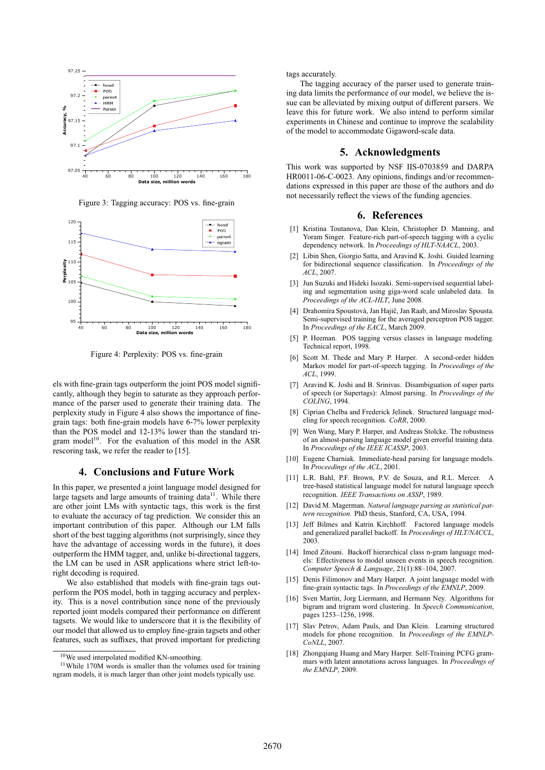97.25
97.2
97.15
97.1
97.05
Accuracy, %
40 60 80 100 120 140 160 180
Data size, million words
head
POS
parent
HMM
Parser

Figure 3: Tagging accuracy: POS vs. fine-grain

120
115
110
105
100
95
Perplexity
40 60 80 100 120 140 160 180
Data size, million words
head
POS
parent
ngram

Figure 4: Perplexity: POS vs. fine-grain

els with fine-grain tags outperform the joint POS model significantly, although they begin to saturate as they approach performance of the parser used to generate their training data. The perplexity study in Figure 4 also shows the importance of fine-grain tags: both fine-grain models have 6-7% lower perplexity than the POS model and 12-13% lower than the standard trigram model[10]. For the evaluation of this model in the ASR rescoring task, we refer the reader to [15].

## 4. Conclusions and Future Work

In this paper, we presented a joint language model designed for large tagsets and large amounts of training data[11]. While there are other joint LMs with syntactic tags, this work is the first to evaluate the accuracy of tag prediction. We consider this an important contribution of this paper. Although our LM falls short of the best tagging algorithms (not surprisingly, since they have the advantage of accessing words in the future), it does outperform the HMM tagger, and, unlike bi-directional taggers, the LM can be used in ASR applications where strict left-to-right decoding is required.

We also established that models with fine-grain tags outperform the POS model, both in tagging accuracy and perplexity. This is a novel contribution since none of the previously reported joint models compared their performance on different tagsets. We would like to underscore that it is the flexibility of our model that allowed us to employ fine-grain tagsets and other features, such as suffixes, that proved important for predicting tags accurately.

The tagging accuracy of the parser used to generate training data limits the performance of our model, we believe the issue can be alleviated by mixing output of different parsers. We leave this for future work. We also intend to perform similar experiments in Chinese and continue to improve the scalability of the model to accommodate Gigaword-scale data.

[10]We used interpolated modified KN-smoothing.

[11]While 170M words is smaller than the volumes used for training ngram models, it is much larger than other joint models typically use.

## 5. Acknowledgments

This work was supported by NSF IIS-0703859 and DARPA HR0011-06-C-0023. Any opinions, findings and/or recommendations expressed in this paper are those of the authors and do not necessarily reflect the views of the funding agencies.

## 6. References

[1] Kristina Toutanova, Dan Klein, Christopher D. Manning, and Yoram Singer. Feature-rich part-of-speech tagging with a cyclic dependency network. In *Proceedings of HLT-NAACL*, 2003.

[2] Libin Shen, Giorgio Satta, and Aravind K. Joshi. Guided learning for bidirectional sequence classification. In *Proceedings of the ACL*, 2007.

[3] Jun Suzuki and Hideki Isozaki. Semi-supervised sequential labeling and segmentation using giga-word scale unlabeled data. In *Proceedings of the ACL-HLT*, June 2008.

[4] Drahomíra Spoustová, Jan Hajič, Jan Raab, and Miroslav Spousta. Semi-supervised training for the averaged perceptron POS tagger. In *Proceedings of the EACL*, March 2009.

[5] P. Heeman. POS tagging versus classes in language modeling. Technical report, 1998.

[6] Scott M. Thede and Mary P. Harper. A second-order hidden Markov model for part-of-speech tagging. In *Proceedings of the ACL*, 1999.

[7] Aravind K. Joshi and B. Srinivas. Disambiguation of super parts of speech (or Supertags): Almost parsing. In *Proceedings of the COLING*, 1994.

[8] Ciprian Chelba and Frederick Jelinek. Structured language modeling for speech recognition. *CoRR*, 2000.

[9] Wen Wang, Mary P. Harper, and Andreas Stolcke. The robustness of an almost-parsing language model given errorful training data. In *Proceedings of the IEEE ICASSP*, 2003.

[10] Eugene Charniak. Immediate-head parsing for language models. In *Proceedings of the ACL*, 2001.

[11] L.R. Bahl, P.F. Brown, P.V. de Souza, and R.L. Mercer. A tree-based statistical language model for natural language speech recognition. *IEEE Transactions on ASSP*, 1989.

[12] David M. Magerman. *Natural language parsing as statistical pattern recognition*. PhD thesis, Stanford, CA, USA, 1994.

[13] Jeff Bilmes and Katrin Kirchhoff. Factored language models and generalized parallel backoff. In *Proceedings of HLT/NACCL*, 2003.

[14] Imed Zitouni. Backoff hierarchical class n-gram language models: Effectiveness to model unseen events in speech recognition. *Computer Speech & Language*, 21(1):88–104, 2007.

[15] Denis Filimonov and Mary Harper. A joint language model with fine-grain syntactic tags. In *Proceedings of the EMNLP*, 2009.

[16] Sven Martin, Jorg Liermann, and Hermann Ney. Algorithms for bigram and trigram word clustering. In *Speech Communication*, pages 1253–1256, 1998.

[17] Slav Petrov, Adam Pauls, and Dan Klein. Learning structured models for phone recognition. In *Proceedings of the EMNLP-CoNLL*, 2007.

[18] Zhongqiang Huang and Mary Harper. Self-Training PCFG grammars with latent annotations across languages. In *Proceedings of the EMNLP*, 2009.